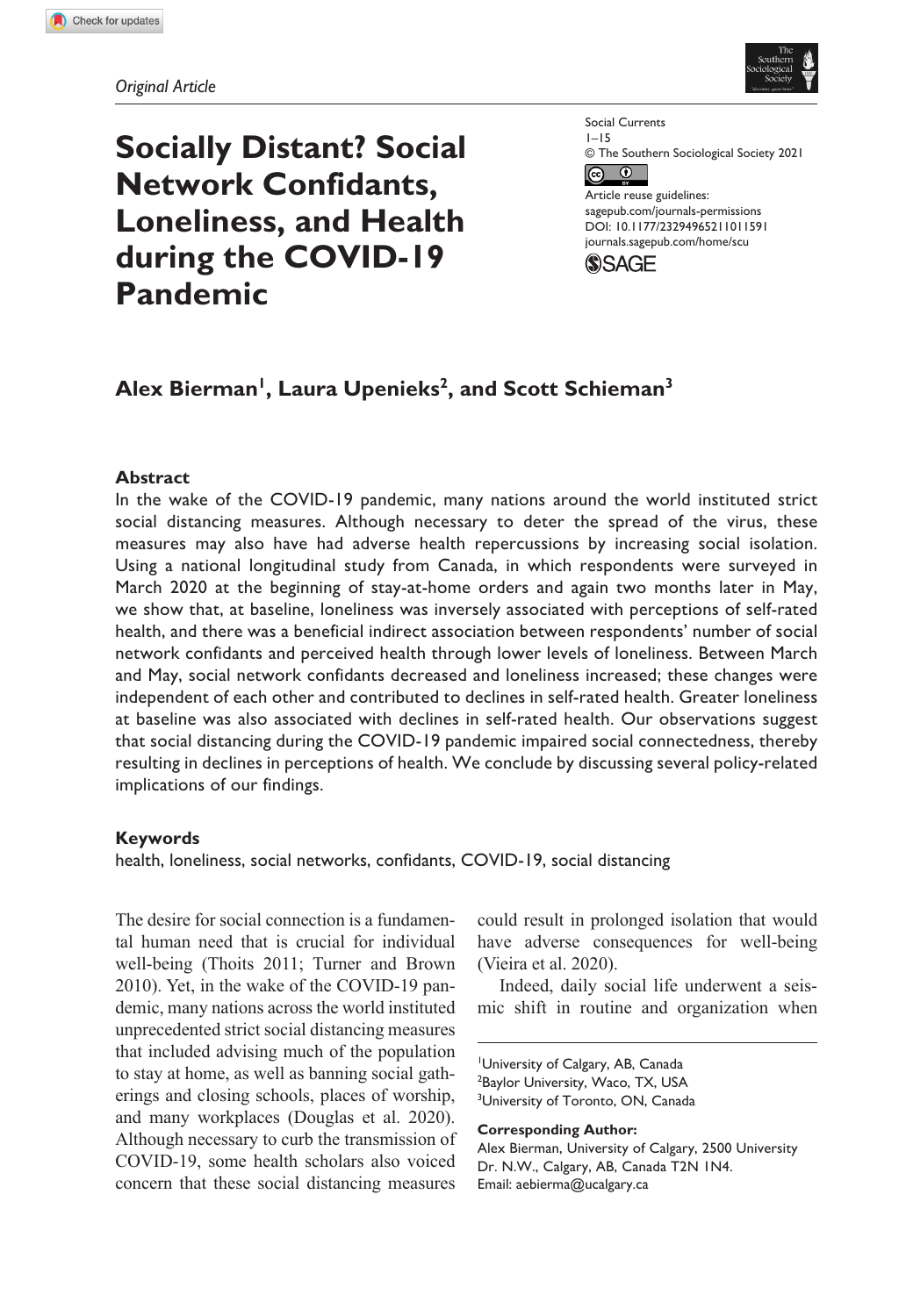*Original Article*

# Socially Distant? Social Network Confidants, Loneliness, and Health during the COVID-19 Pandemic

Social Currents
1–15
© The Southern Sociological Society 2021
Article reuse guidelines:
sagepub.com/journals-permissions
DOI: 10.1177/23294965211011591
journals.sagepub.com/home/scu

**Alex Bierman[1], Laura Upenieks[2], and Scott Schieman[3]**

## Abstract

In the wake of the COVID-19 pandemic, many nations around the world instituted strict social distancing measures. Although necessary to deter the spread of the virus, these measures may also have had adverse health repercussions by increasing social isolation. Using a national longitudinal study from Canada, in which respondents were surveyed in March 2020 at the beginning of stay-at-home orders and again two months later in May, we show that, at baseline, loneliness was inversely associated with perceptions of self-rated health, and there was a beneficial indirect association between respondents' number of social network confidants and perceived health through lower levels of loneliness. Between March and May, social network confidants decreased and loneliness increased; these changes were independent of each other and contributed to declines in self-rated health. Greater loneliness at baseline was also associated with declines in self-rated health. Our observations suggest that social distancing during the COVID-19 pandemic impaired social connectedness, thereby resulting in declines in perceptions of health. We conclude by discussing several policy-related implications of our findings.

## Keywords

health, loneliness, social networks, confidants, COVID-19, social distancing

The desire for social connection is a fundamental human need that is crucial for individual well-being (Thoits 2011; Turner and Brown 2010). Yet, in the wake of the COVID-19 pandemic, many nations across the world instituted unprecedented strict social distancing measures that included advising much of the population to stay at home, as well as banning social gatherings and closing schools, places of worship, and many workplaces (Douglas et al. 2020). Although necessary to curb the transmission of COVID-19, some health scholars also voiced concern that these social distancing measures could result in prolonged isolation that would have adverse consequences for well-being (Vieira et al. 2020).

Indeed, daily social life underwent a seismic shift in routine and organization when

[1]University of Calgary, AB, Canada
[2]Baylor University, Waco, TX, USA
[3]University of Toronto, ON, Canada

**Corresponding Author:**
Alex Bierman, University of Calgary, 2500 University Dr. N.W., Calgary, AB, Canada T2N 1N4.
Email: aebierma@ucalgary.ca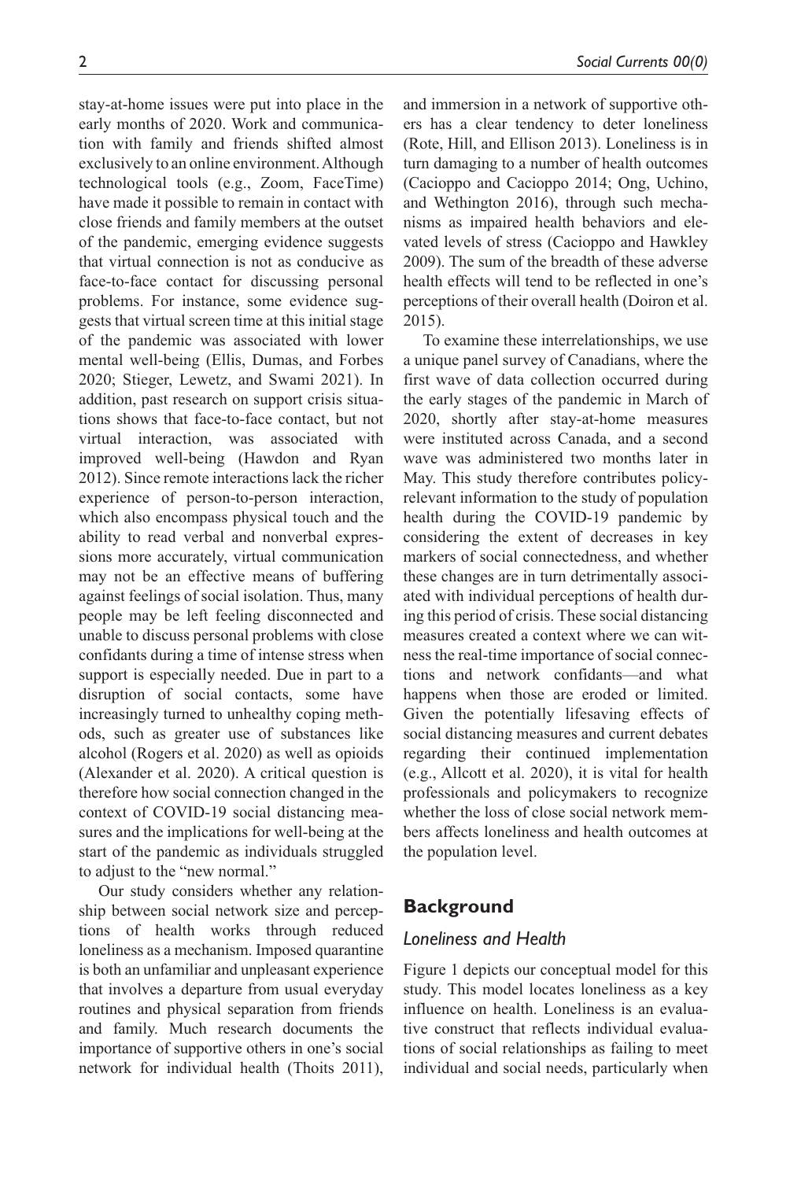stay-at-home issues were put into place in the early months of 2020. Work and communication with family and friends shifted almost exclusively to an online environment. Although technological tools (e.g., Zoom, FaceTime) have made it possible to remain in contact with close friends and family members at the outset of the pandemic, emerging evidence suggests that virtual connection is not as conducive as face-to-face contact for discussing personal problems. For instance, some evidence suggests that virtual screen time at this initial stage of the pandemic was associated with lower mental well-being (Ellis, Dumas, and Forbes 2020; Stieger, Lewetz, and Swami 2021). In addition, past research on support crisis situations shows that face-to-face contact, but not virtual interaction, was associated with improved well-being (Hawdon and Ryan 2012). Since remote interactions lack the richer experience of person-to-person interaction, which also encompass physical touch and the ability to read verbal and nonverbal expressions more accurately, virtual communication may not be an effective means of buffering against feelings of social isolation. Thus, many people may be left feeling disconnected and unable to discuss personal problems with close confidants during a time of intense stress when support is especially needed. Due in part to a disruption of social contacts, some have increasingly turned to unhealthy coping methods, such as greater use of substances like alcohol (Rogers et al. 2020) as well as opioids (Alexander et al. 2020). A critical question is therefore how social connection changed in the context of COVID-19 social distancing measures and the implications for well-being at the start of the pandemic as individuals struggled to adjust to the "new normal."

Our study considers whether any relationship between social network size and perceptions of health works through reduced loneliness as a mechanism. Imposed quarantine is both an unfamiliar and unpleasant experience that involves a departure from usual everyday routines and physical separation from friends and family. Much research documents the importance of supportive others in one's social network for individual health (Thoits 2011), and immersion in a network of supportive others has a clear tendency to deter loneliness (Rote, Hill, and Ellison 2013). Loneliness is in turn damaging to a number of health outcomes (Cacioppo and Cacioppo 2014; Ong, Uchino, and Wethington 2016), through such mechanisms as impaired health behaviors and elevated levels of stress (Cacioppo and Hawkley 2009). The sum of the breadth of these adverse health effects will tend to be reflected in one's perceptions of their overall health (Doiron et al. 2015).

To examine these interrelationships, we use a unique panel survey of Canadians, where the first wave of data collection occurred during the early stages of the pandemic in March of 2020, shortly after stay-at-home measures were instituted across Canada, and a second wave was administered two months later in May. This study therefore contributes policy-relevant information to the study of population health during the COVID-19 pandemic by considering the extent of decreases in key markers of social connectedness, and whether these changes are in turn detrimentally associated with individual perceptions of health during this period of crisis. These social distancing measures created a context where we can witness the real-time importance of social connections and network confidants—and what happens when those are eroded or limited. Given the potentially lifesaving effects of social distancing measures and current debates regarding their continued implementation (e.g., Allcott et al. 2020), it is vital for health professionals and policymakers to recognize whether the loss of close social network members affects loneliness and health outcomes at the population level.

## Background

### *Loneliness and Health*

Figure 1 depicts our conceptual model for this study. This model locates loneliness as a key influence on health. Loneliness is an evaluative construct that reflects individual evaluations of social relationships as failing to meet individual and social needs, particularly when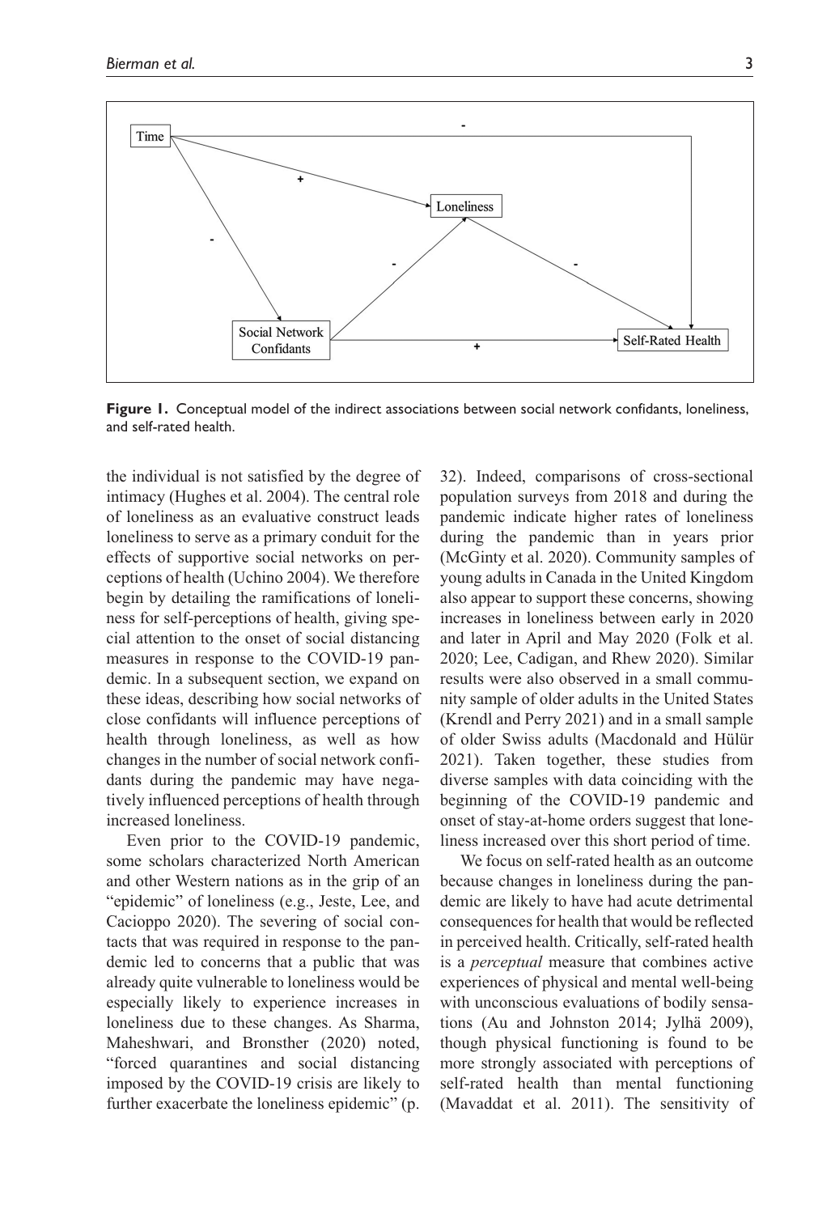**Figure 1.** Conceptual model of the indirect associations between social network confidants, loneliness, and self-rated health.

the individual is not satisfied by the degree of intimacy (Hughes et al. 2004). The central role of loneliness as an evaluative construct leads loneliness to serve as a primary conduit for the effects of supportive social networks on perceptions of health (Uchino 2004). We therefore begin by detailing the ramifications of loneliness for self-perceptions of health, giving special attention to the onset of social distancing measures in response to the COVID-19 pandemic. In a subsequent section, we expand on these ideas, describing how social networks of close confidants will influence perceptions of health through loneliness, as well as how changes in the number of social network confidants during the pandemic may have negatively influenced perceptions of health through increased loneliness.

Even prior to the COVID-19 pandemic, some scholars characterized North American and other Western nations as in the grip of an "epidemic" of loneliness (e.g., Jeste, Lee, and Cacioppo 2020). The severing of social contacts that was required in response to the pandemic led to concerns that a public that was already quite vulnerable to loneliness would be especially likely to experience increases in loneliness due to these changes. As Sharma, Maheshwari, and Bronsther (2020) noted, "forced quarantines and social distancing imposed by the COVID-19 crisis are likely to further exacerbate the loneliness epidemic" (p. 32). Indeed, comparisons of cross-sectional population surveys from 2018 and during the pandemic indicate higher rates of loneliness during the pandemic than in years prior (McGinty et al. 2020). Community samples of young adults in Canada in the United Kingdom also appear to support these concerns, showing increases in loneliness between early in 2020 and later in April and May 2020 (Folk et al. 2020; Lee, Cadigan, and Rhew 2020). Similar results were also observed in a small community sample of older adults in the United States (Krendl and Perry 2021) and in a small sample of older Swiss adults (Macdonald and Hülür 2021). Taken together, these studies from diverse samples with data coinciding with the beginning of the COVID-19 pandemic and onset of stay-at-home orders suggest that loneliness increased over this short period of time.

We focus on self-rated health as an outcome because changes in loneliness during the pandemic are likely to have had acute detrimental consequences for health that would be reflected in perceived health. Critically, self-rated health is a *perceptual* measure that combines active experiences of physical and mental well-being with unconscious evaluations of bodily sensations (Au and Johnston 2014; Jylhä 2009), though physical functioning is found to be more strongly associated with perceptions of self-rated health than mental functioning (Mavaddat et al. 2011). The sensitivity of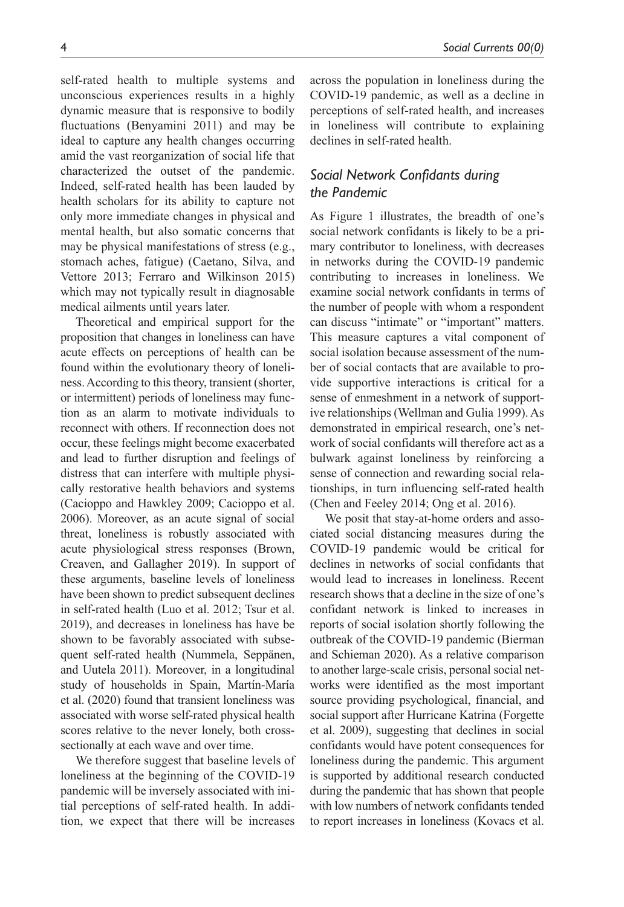self-rated health to multiple systems and unconscious experiences results in a highly dynamic measure that is responsive to bodily fluctuations (Benyamini 2011) and may be ideal to capture any health changes occurring amid the vast reorganization of social life that characterized the outset of the pandemic. Indeed, self-rated health has been lauded by health scholars for its ability to capture not only more immediate changes in physical and mental health, but also somatic concerns that may be physical manifestations of stress (e.g., stomach aches, fatigue) (Caetano, Silva, and Vettore 2013; Ferraro and Wilkinson 2015) which may not typically result in diagnosable medical ailments until years later.

Theoretical and empirical support for the proposition that changes in loneliness can have acute effects on perceptions of health can be found within the evolutionary theory of loneliness. According to this theory, transient (shorter, or intermittent) periods of loneliness may function as an alarm to motivate individuals to reconnect with others. If reconnection does not occur, these feelings might become exacerbated and lead to further disruption and feelings of distress that can interfere with multiple physically restorative health behaviors and systems (Cacioppo and Hawkley 2009; Cacioppo et al. 2006). Moreover, as an acute signal of social threat, loneliness is robustly associated with acute physiological stress responses (Brown, Creaven, and Gallagher 2019). In support of these arguments, baseline levels of loneliness have been shown to predict subsequent declines in self-rated health (Luo et al. 2012; Tsur et al. 2019), and decreases in loneliness has have be shown to be favorably associated with subsequent self-rated health (Nummela, Seppänen, and Uutela 2011). Moreover, in a longitudinal study of households in Spain, Martín-María et al. (2020) found that transient loneliness was associated with worse self-rated physical health scores relative to the never lonely, both cross-sectionally at each wave and over time.

We therefore suggest that baseline levels of loneliness at the beginning of the COVID-19 pandemic will be inversely associated with initial perceptions of self-rated health. In addition, we expect that there will be increases across the population in loneliness during the COVID-19 pandemic, as well as a decline in perceptions of self-rated health, and increases in loneliness will contribute to explaining declines in self-rated health.

## *Social Network Confidants during the Pandemic*

As Figure 1 illustrates, the breadth of one's social network confidants is likely to be a primary contributor to loneliness, with decreases in networks during the COVID-19 pandemic contributing to increases in loneliness. We examine social network confidants in terms of the number of people with whom a respondent can discuss "intimate" or "important" matters. This measure captures a vital component of social isolation because assessment of the number of social contacts that are available to provide supportive interactions is critical for a sense of enmeshment in a network of supportive relationships (Wellman and Gulia 1999). As demonstrated in empirical research, one's network of social confidants will therefore act as a bulwark against loneliness by reinforcing a sense of connection and rewarding social relationships, in turn influencing self-rated health (Chen and Feeley 2014; Ong et al. 2016).

We posit that stay-at-home orders and associated social distancing measures during the COVID-19 pandemic would be critical for declines in networks of social confidants that would lead to increases in loneliness. Recent research shows that a decline in the size of one's confidant network is linked to increases in reports of social isolation shortly following the outbreak of the COVID-19 pandemic (Bierman and Schieman 2020). As a relative comparison to another large-scale crisis, personal social networks were identified as the most important source providing psychological, financial, and social support after Hurricane Katrina (Forgette et al. 2009), suggesting that declines in social confidants would have potent consequences for loneliness during the pandemic. This argument is supported by additional research conducted during the pandemic that has shown that people with low numbers of network confidants tended to report increases in loneliness (Kovacs et al.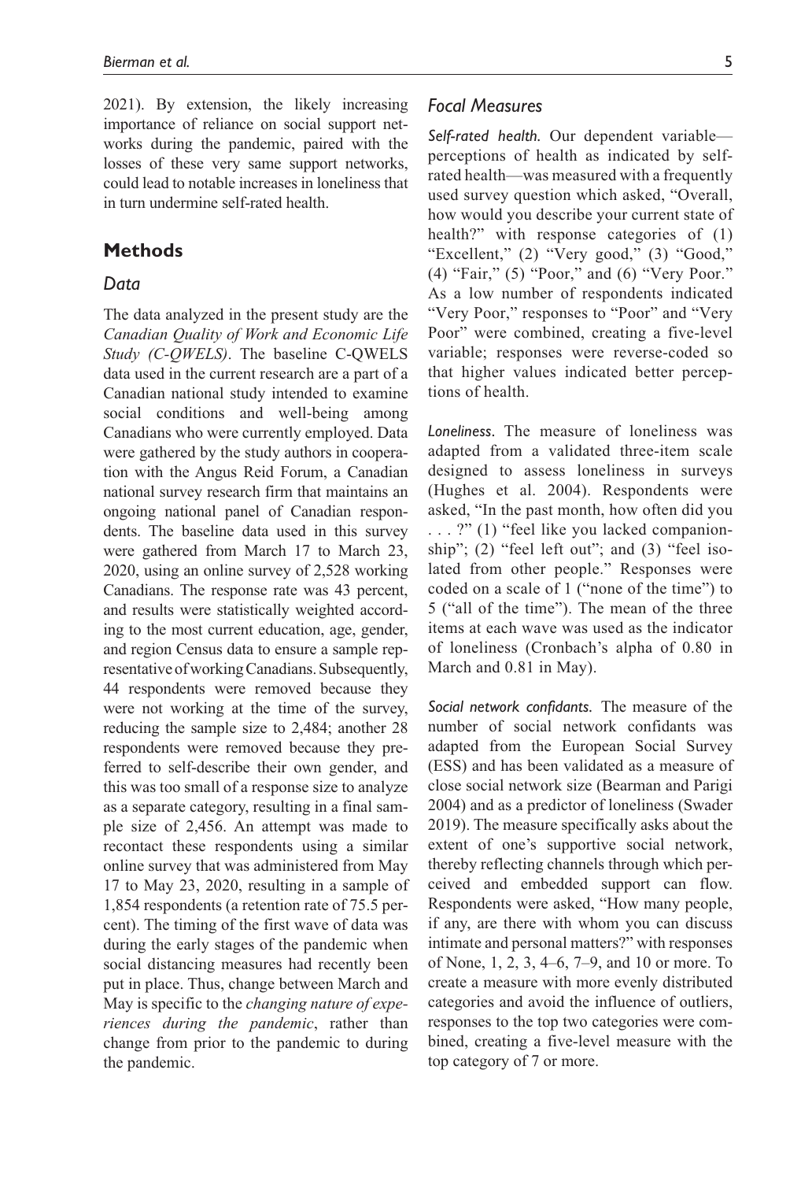2021). By extension, the likely increasing importance of reliance on social support networks during the pandemic, paired with the losses of these very same support networks, could lead to notable increases in loneliness that in turn undermine self-rated health.

## Methods

### Data

The data analyzed in the present study are the *Canadian Quality of Work and Economic Life Study (C-QWELS)*. The baseline C-QWELS data used in the current research are a part of a Canadian national study intended to examine social conditions and well-being among Canadians who were currently employed. Data were gathered by the study authors in cooperation with the Angus Reid Forum, a Canadian national survey research firm that maintains an ongoing national panel of Canadian respondents. The baseline data used in this survey were gathered from March 17 to March 23, 2020, using an online survey of 2,528 working Canadians. The response rate was 43 percent, and results were statistically weighted according to the most current education, age, gender, and region Census data to ensure a sample representative of working Canadians. Subsequently, 44 respondents were removed because they were not working at the time of the survey, reducing the sample size to 2,484; another 28 respondents were removed because they preferred to self-describe their own gender, and this was too small of a response size to analyze as a separate category, resulting in a final sample size of 2,456. An attempt was made to recontact these respondents using a similar online survey that was administered from May 17 to May 23, 2020, resulting in a sample of 1,854 respondents (a retention rate of 75.5 percent). The timing of the first wave of data was during the early stages of the pandemic when social distancing measures had recently been put in place. Thus, change between March and May is specific to the *changing nature of experiences during the pandemic*, rather than change from prior to the pandemic to during the pandemic.

### Focal Measures

*Self-rated health.* Our dependent variable—perceptions of health as indicated by self-rated health—was measured with a frequently used survey question which asked, "Overall, how would you describe your current state of health?" with response categories of (1) "Excellent," (2) "Very good," (3) "Good," (4) "Fair," (5) "Poor," and (6) "Very Poor." As a low number of respondents indicated "Very Poor," responses to "Poor" and "Very Poor" were combined, creating a five-level variable; responses were reverse-coded so that higher values indicated better perceptions of health.

*Loneliness.* The measure of loneliness was adapted from a validated three-item scale designed to assess loneliness in surveys (Hughes et al. 2004). Respondents were asked, "In the past month, how often did you . . . ?" (1) "feel like you lacked companionship"; (2) "feel left out"; and (3) "feel isolated from other people." Responses were coded on a scale of 1 ("none of the time") to 5 ("all of the time"). The mean of the three items at each wave was used as the indicator of loneliness (Cronbach's alpha of 0.80 in March and 0.81 in May).

*Social network confidants.* The measure of the number of social network confidants was adapted from the European Social Survey (ESS) and has been validated as a measure of close social network size (Bearman and Parigi 2004) and as a predictor of loneliness (Swader 2019). The measure specifically asks about the extent of one's supportive social network, thereby reflecting channels through which perceived and embedded support can flow. Respondents were asked, "How many people, if any, are there with whom you can discuss intimate and personal matters?" with responses of None, 1, 2, 3, 4–6, 7–9, and 10 or more. To create a measure with more evenly distributed categories and avoid the influence of outliers, responses to the top two categories were combined, creating a five-level measure with the top category of 7 or more.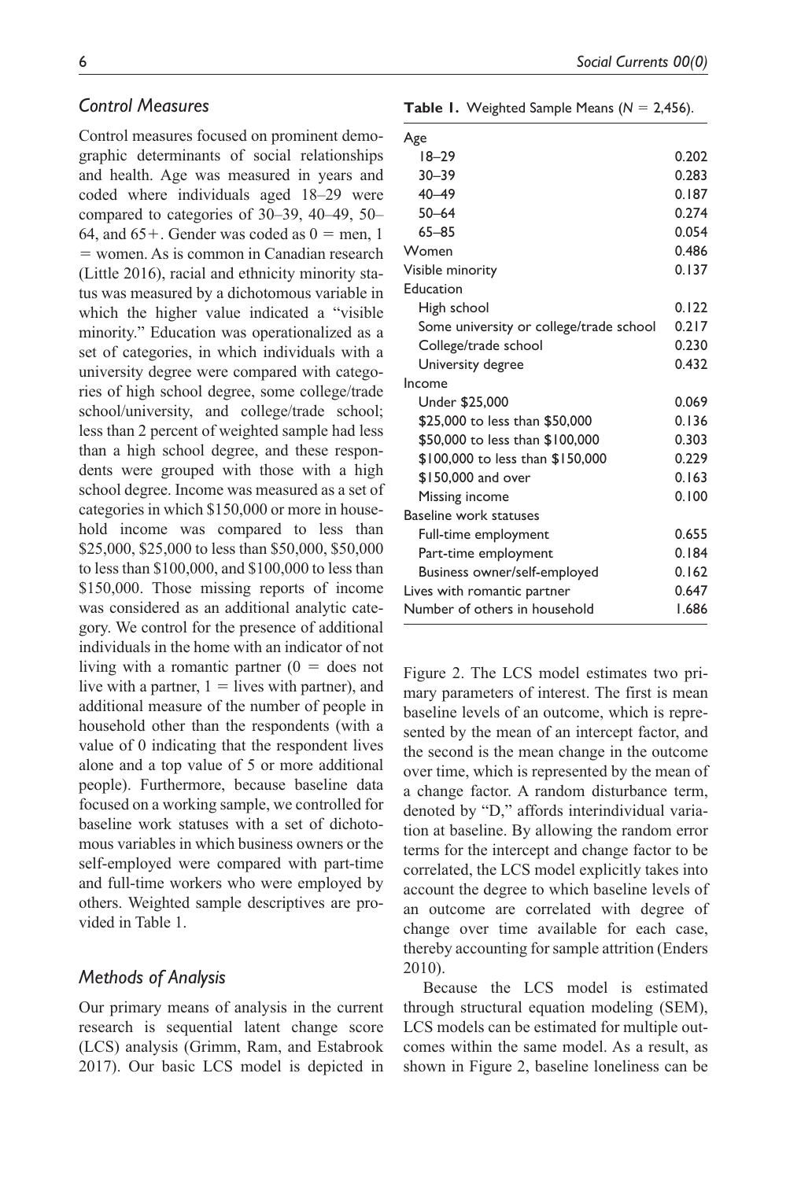### *Control Measures*

Control measures focused on prominent demographic determinants of social relationships and health. Age was measured in years and coded where individuals aged 18–29 were compared to categories of 30–39, 40–49, 50–64, and 65+. Gender was coded as 0 = men, 1 = women. As is common in Canadian research (Little 2016), racial and ethnicity minority status was measured by a dichotomous variable in which the higher value indicated a "visible minority." Education was operationalized as a set of categories, in which individuals with a university degree were compared with categories of high school degree, some college/trade school/university, and college/trade school; less than 2 percent of weighted sample had less than a high school degree, and these respondents were grouped with those with a high school degree. Income was measured as a set of categories in which $150,000 or more in household income was compared to less than $25,000, $25,000 to less than $50,000, $50,000 to less than $100,000, and $100,000 to less than $150,000. Those missing reports of income was considered as an additional analytic category. We control for the presence of additional individuals in the home with an indicator of not living with a romantic partner (0 = does not live with a partner, 1 = lives with partner), and additional measure of the number of people in household other than the respondents (with a value of 0 indicating that the respondent lives alone and a top value of 5 or more additional people). Furthermore, because baseline data focused on a working sample, we controlled for baseline work statuses with a set of dichotomous variables in which business owners or the self-employed were compared with part-time and full-time workers who were employed by others. Weighted sample descriptives are provided in Table 1.

**Table 1.** Weighted Sample Means ($N = 2,456$).

| | |
|---|---|
| Age | |
| 18–29 | 0.202 |
| 30–39 | 0.283 |
| 40–49 | 0.187 |
| 50–64 | 0.274 |
| 65–85 | 0.054 |
| Women | 0.486 |
| Visible minority | 0.137 |
| Education | |
| High school | 0.122 |
| Some university or college/trade school | 0.217 |
| College/trade school | 0.230 |
| University degree | 0.432 |
| Income | |
| Under $25,000 | 0.069 |
| $25,000 to less than $50,000 | 0.136 |
| $50,000 to less than $100,000 | 0.303 |
| $100,000 to less than $150,000 | 0.229 |
| $150,000 and over | 0.163 |
| Missing income | 0.100 |
| Baseline work statuses | |
| Full-time employment | 0.655 |
| Part-time employment | 0.184 |
| Business owner/self-employed | 0.162 |
| Lives with romantic partner | 0.647 |
| Number of others in household | 1.686 |

### *Methods of Analysis*

Our primary means of analysis in the current research is sequential latent change score (LCS) analysis (Grimm, Ram, and Estabrook 2017). Our basic LCS model is depicted in Figure 2. The LCS model estimates two primary parameters of interest. The first is mean baseline levels of an outcome, which is represented by the mean of an intercept factor, and the second is the mean change in the outcome over time, which is represented by the mean of a change factor. A random disturbance term, denoted by "D," affords interindividual variation at baseline. By allowing the random error terms for the intercept and change factor to be correlated, the LCS model explicitly takes into account the degree to which baseline levels of an outcome are correlated with degree of change over time available for each case, thereby accounting for sample attrition (Enders 2010).

Because the LCS model is estimated through structural equation modeling (SEM), LCS models can be estimated for multiple outcomes within the same model. As a result, as shown in Figure 2, baseline loneliness can be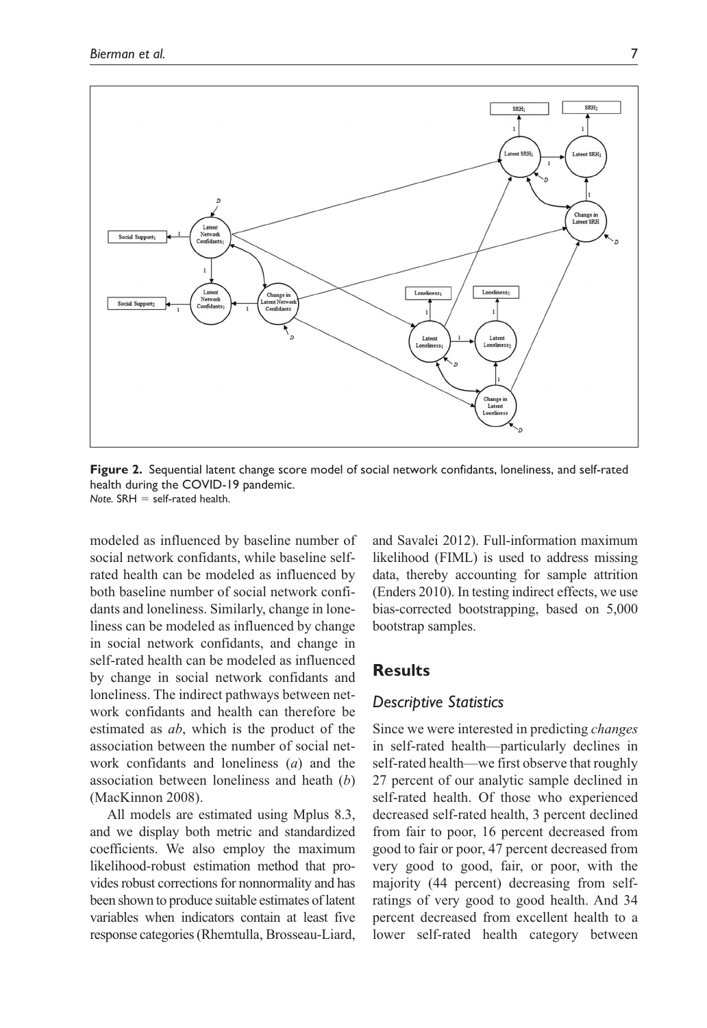**Figure 2.** Sequential latent change score model of social network confidants, loneliness, and self-rated health during the COVID-19 pandemic.
*Note.* SRH = self-rated health.

modeled as influenced by baseline number of social network confidants, while baseline self-rated health can be modeled as influenced by both baseline number of social network confidants and loneliness. Similarly, change in loneliness can be modeled as influenced by change in social network confidants, and change in self-rated health can be modeled as influenced by change in social network confidants and loneliness. The indirect pathways between network confidants and health can therefore be estimated as *ab*, which is the product of the association between the number of social network confidants and loneliness (*a*) and the association between loneliness and heath (*b*) (MacKinnon 2008).

All models are estimated using Mplus 8.3, and we display both metric and standardized coefficients. We also employ the maximum likelihood-robust estimation method that provides robust corrections for nonnormality and has been shown to produce suitable estimates of latent variables when indicators contain at least five response categories (Rhemtulla, Brosseau-Liard, and Savalei 2012). Full-information maximum likelihood (FIML) is used to address missing data, thereby accounting for sample attrition (Enders 2010). In testing indirect effects, we use bias-corrected bootstrapping, based on 5,000 bootstrap samples.

## Results

### Descriptive Statistics

Since we were interested in predicting *changes* in self-rated health—particularly declines in self-rated health—we first observe that roughly 27 percent of our analytic sample declined in self-rated health. Of those who experienced decreased self-rated health, 3 percent declined from fair to poor, 16 percent decreased from good to fair or poor, 47 percent decreased from very good to good, fair, or poor, with the majority (44 percent) decreasing from self-ratings of very good to good health. And 34 percent decreased from excellent health to a lower self-rated health category between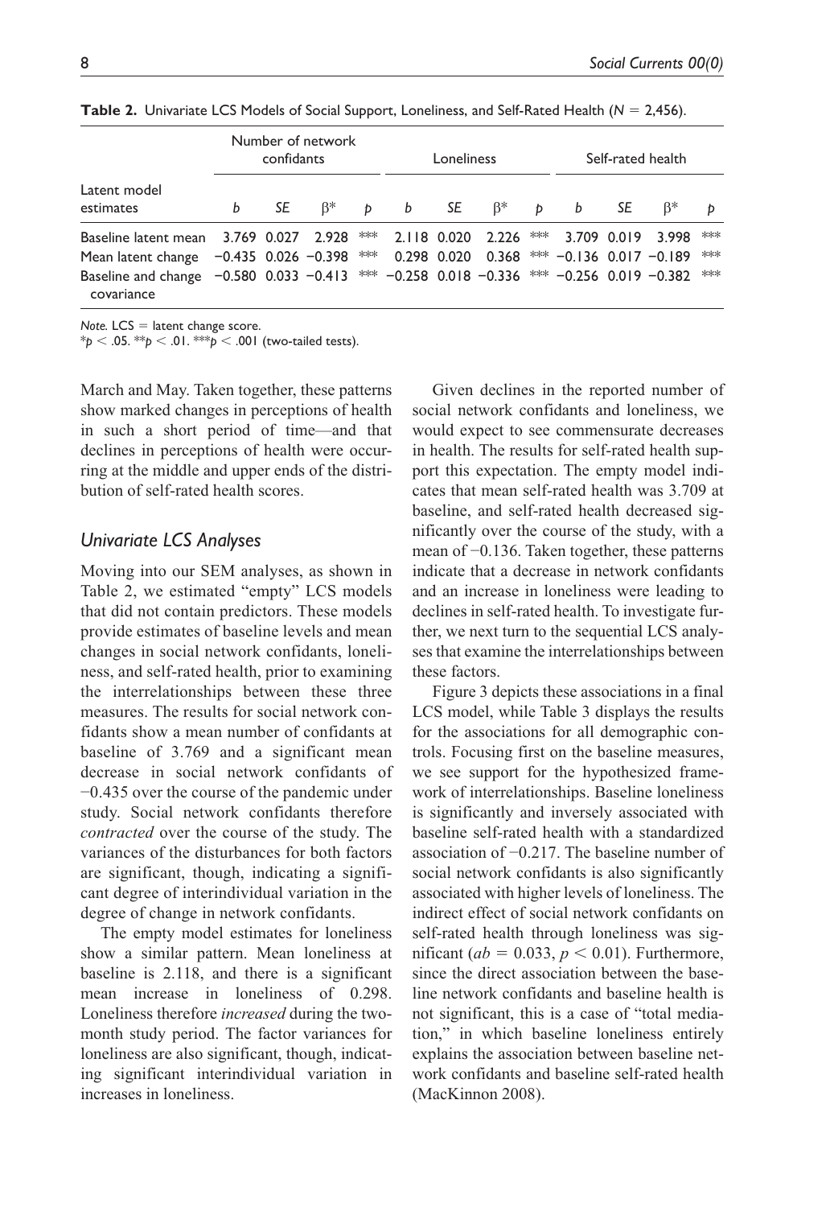**Table 2.** Univariate LCS Models of Social Support, Loneliness, and Self-Rated Health ($N = 2,456$).

| Latent model estimates | Number of network confidants | | | | Loneliness | | | | Self-rated health | | | |
|---|---|---|---|---|---|---|---|---|---|---|---|---|
| | *b* | *SE* | β* | *p* | *b* | *SE* | β* | *p* | *b* | *SE* | β* | *p* |
| Baseline latent mean | 3.769 | 0.027 | 2.928 | *** | 2.118 | 0.020 | 2.226 | *** | 3.709 | 0.019 | 3.998 | *** |
| Mean latent change | −0.435 | 0.026 | −0.398 | *** | 0.298 | 0.020 | 0.368 | *** | −0.136 | 0.017 | −0.189 | *** |
| Baseline and change covariance | −0.580 | 0.033 | −0.413 | *** | −0.258 | 0.018 | −0.336 | *** | −0.256 | 0.019 | −0.382 | *** |

*Note.* LCS = latent change score.
*$p < .05$. **$p < .01$. ***$p < .001$ (two-tailed tests).

March and May. Taken together, these patterns show marked changes in perceptions of health in such a short period of time—and that declines in perceptions of health were occurring at the middle and upper ends of the distribution of self-rated health scores.

### *Univariate LCS Analyses*

Moving into our SEM analyses, as shown in Table 2, we estimated "empty" LCS models that did not contain predictors. These models provide estimates of baseline levels and mean changes in social network confidants, loneliness, and self-rated health, prior to examining the interrelationships between these three measures. The results for social network confidants show a mean number of confidants at baseline of 3.769 and a significant mean decrease in social network confidants of −0.435 over the course of the pandemic under study. Social network confidants therefore *contracted* over the course of the study. The variances of the disturbances for both factors are significant, though, indicating a significant degree of interindividual variation in the degree of change in network confidants.

The empty model estimates for loneliness show a similar pattern. Mean loneliness at baseline is 2.118, and there is a significant mean increase in loneliness of 0.298. Loneliness therefore *increased* during the two-month study period. The factor variances for loneliness are also significant, though, indicating significant interindividual variation in increases in loneliness.

Given declines in the reported number of social network confidants and loneliness, we would expect to see commensurate decreases in health. The results for self-rated health support this expectation. The empty model indicates that mean self-rated health was 3.709 at baseline, and self-rated health decreased significantly over the course of the study, with a mean of −0.136. Taken together, these patterns indicate that a decrease in network confidants and an increase in loneliness were leading to declines in self-rated health. To investigate further, we next turn to the sequential LCS analyses that examine the interrelationships between these factors.

Figure 3 depicts these associations in a final LCS model, while Table 3 displays the results for the associations for all demographic controls. Focusing first on the baseline measures, we see support for the hypothesized framework of interrelationships. Baseline loneliness is significantly and inversely associated with baseline self-rated health with a standardized association of −0.217. The baseline number of social network confidants is also significantly associated with higher levels of loneliness. The indirect effect of social network confidants on self-rated health through loneliness was significant ($ab = 0.033$, $p < 0.01$). Furthermore, since the direct association between the baseline network confidants and baseline health is not significant, this is a case of "total mediation," in which baseline loneliness entirely explains the association between baseline network confidants and baseline self-rated health (MacKinnon 2008).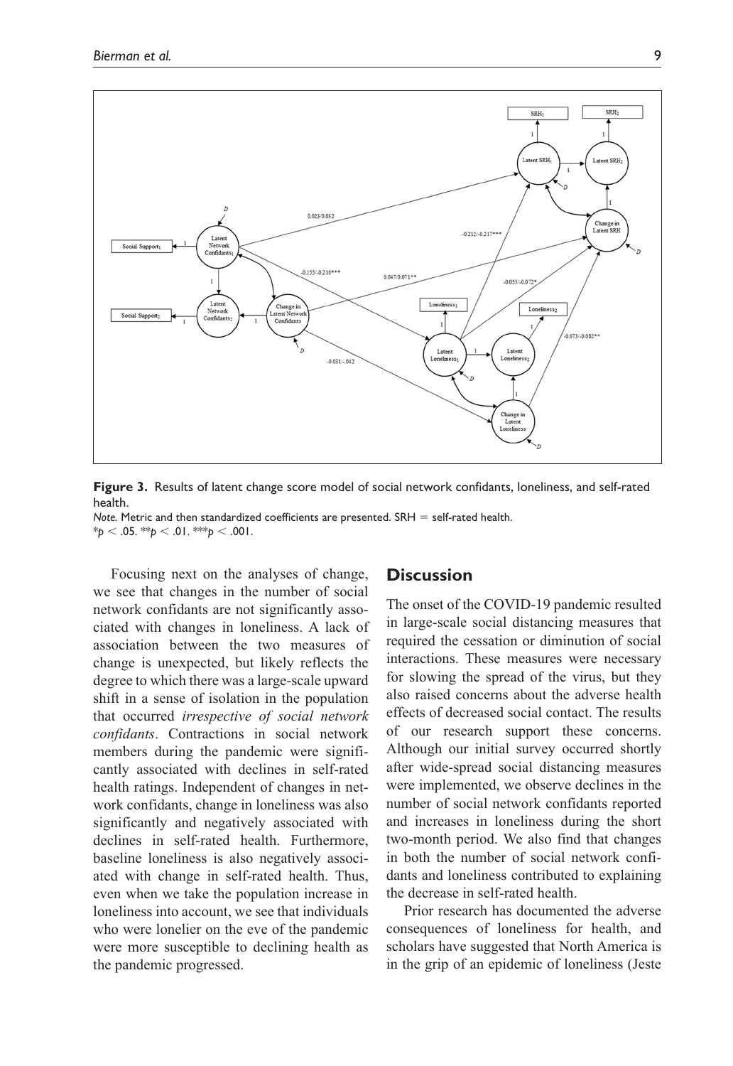**Figure 3.** Results of latent change score model of social network confidants, loneliness, and self-rated health.

*Note.* Metric and then standardized coefficients are presented. SRH = self-rated health.
$^{*}p < .05$. $^{**}p < .01$. $^{***}p < .001$.

Focusing next on the analyses of change, we see that changes in the number of social network confidants are not significantly associated with changes in loneliness. A lack of association between the two measures of change is unexpected, but likely reflects the degree to which there was a large-scale upward shift in a sense of isolation in the population that occurred *irrespective of social network confidants*. Contractions in social network members during the pandemic were significantly associated with declines in self-rated health ratings. Independent of changes in network confidants, change in loneliness was also significantly and negatively associated with declines in self-rated health. Furthermore, baseline loneliness is also negatively associated with change in self-rated health. Thus, even when we take the population increase in loneliness into account, we see that individuals who were lonelier on the eve of the pandemic were more susceptible to declining health as the pandemic progressed.

## Discussion

The onset of the COVID-19 pandemic resulted in large-scale social distancing measures that required the cessation or diminution of social interactions. These measures were necessary for slowing the spread of the virus, but they also raised concerns about the adverse health effects of decreased social contact. The results of our research support these concerns. Although our initial survey occurred shortly after wide-spread social distancing measures were implemented, we observe declines in the number of social network confidants reported and increases in loneliness during the short two-month period. We also find that changes in both the number of social network confidants and loneliness contributed to explaining the decrease in self-rated health.

Prior research has documented the adverse consequences of loneliness for health, and scholars have suggested that North America is in the grip of an epidemic of loneliness (Jeste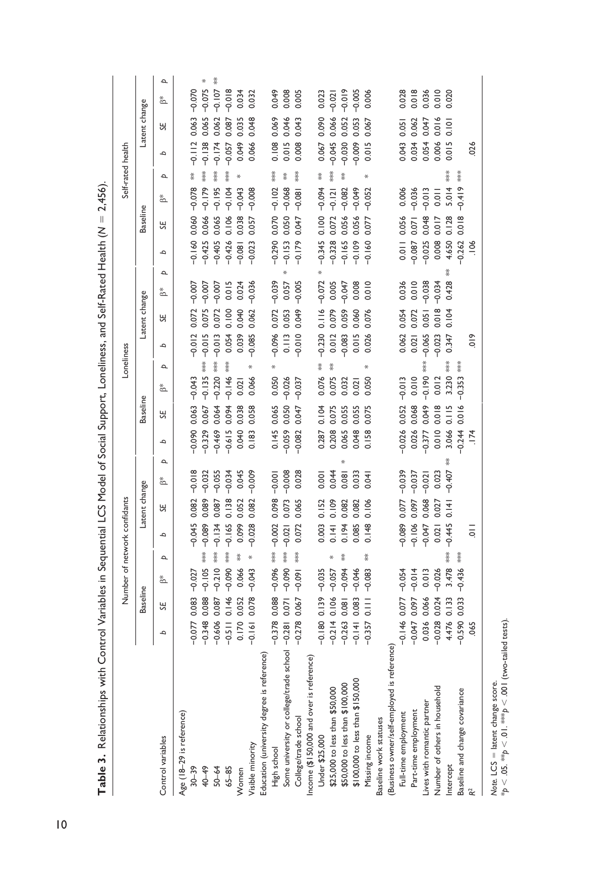**Table 3.** Relationships with Control Variables in Sequential LCS Model of Social Support, Loneliness, and Self-Rated Health ($N = 2,456$).

| | Number of network confidants | | | | | | | | Loneliness | | | | | | | | Self-rated health | | | | | | | |
|---|---|---|---|---|---|---|---|---|---|---|---|---|---|---|---|---|---|---|---|---|---|---|---|---|
| | Baseline | | | | Latent change | | | | Baseline | | | | Latent change | | | | Baseline | | | | Latent change | | | |
| Control variables | *b* | *SE* | β* | *p* | *b* | *SE* | β* | *p* | *b* | *SE* | β* | *p* | *b* | *SE* | β* | *p* | *b* | *SE* | β* | *p* | *b* | *SE* | β* | *p* |
| Age (18–29 is reference) | | | | | | | | | | | | | | | | | | | | | | | | |
| 30–39 | −0.077 | 0.083 | −0.027 | | −0.045 | 0.082 | −0.018 | | −0.090 | 0.063 | −0.043 | | −0.012 | 0.072 | −0.007 | | −0.160 | 0.060 | −0.078 | ** | −0.112 | 0.063 | −0.070 | |
| 40–49 | −0.348 | 0.088 | −0.105 | *** | −0.089 | 0.089 | −0.032 | | −0.329 | 0.067 | −0.135 | *** | −0.015 | 0.075 | −0.007 | | −0.425 | 0.066 | −0.179 | *** | −0.138 | 0.065 | −0.075 | * |
| 50–64 | −0.606 | 0.087 | −0.210 | *** | −0.134 | 0.087 | −0.055 | | −0.469 | 0.064 | −0.220 | *** | −0.013 | 0.072 | −0.007 | | −0.405 | 0.065 | −0.195 | *** | −0.174 | 0.062 | −0.107 | ** |
| 65–85 | −0.511 | 0.146 | −0.090 | *** | −0.165 | 0.138 | −0.034 | | −0.615 | 0.094 | −0.146 | *** | 0.054 | 0.100 | 0.015 | | −0.426 | 0.106 | −0.104 | *** | −0.057 | 0.087 | −0.018 | |
| Women | 0.170 | 0.052 | 0.066 | ** | 0.099 | 0.052 | 0.045 | | 0.040 | 0.038 | 0.021 | | 0.039 | 0.040 | 0.024 | | −0.081 | 0.038 | −0.043 | * | 0.049 | 0.035 | 0.034 | |
| Visible minority | −0.161 | 0.078 | −0.043 | * | −0.028 | 0.082 | −0.009 | | 0.183 | 0.058 | 0.066 | * | −0.085 | 0.062 | −0.036 | | −0.023 | 0.057 | −0.008 | | 0.066 | 0.048 | 0.032 | |
| Education (university degree is reference) | | | | | | | | | | | | | | | | | | | | | | | | |
| High school | −0.378 | 0.088 | −0.096 | *** | −0.002 | 0.098 | −0.001 | | 0.145 | 0.065 | 0.050 | * | −0.096 | 0.072 | −0.039 | | −0.290 | 0.070 | −0.102 | *** | 0.108 | 0.069 | 0.049 | |
| Some university or college/trade school | −0.281 | 0.071 | −0.090 | *** | −0.021 | 0.073 | −0.008 | | −0.059 | 0.050 | −0.026 | | 0.113 | 0.053 | 0.057 | * | −0.153 | 0.050 | −0.068 | ** | 0.015 | 0.046 | 0.008 | |
| College/trade school | −0.278 | 0.067 | −0.091 | *** | 0.072 | 0.065 | 0.028 | | −0.082 | 0.047 | −0.037 | | −0.010 | 0.049 | −0.005 | | −0.179 | 0.047 | −0.081 | *** | 0.008 | 0.043 | 0.005 | |
| Income ($150,000 and over is reference) | | | | | | | | | | | | | | | | | | | | | | | | |
| Under $25,000 | −0.180 | 0.139 | −0.035 | | 0.003 | 0.152 | 0.001 | | 0.287 | 0.104 | 0.076 | ** | −0.230 | 0.116 | −0.072 | * | −0.345 | 0.100 | −0.094 | ** | 0.067 | 0.090 | 0.023 | |
| $25,000 to less than $50,000 | −0.214 | 0.106 | −0.057 | * | 0.141 | 0.109 | 0.044 | | 0.208 | 0.075 | 0.075 | ** | 0.012 | 0.079 | 0.005 | | −0.328 | 0.072 | −0.121 | *** | −0.045 | 0.066 | −0.021 | |
| $50,000 to less than $100,000 | −0.263 | 0.081 | −0.094 | ** | 0.194 | 0.082 | 0.081 | * | 0.065 | 0.055 | 0.032 | | −0.083 | 0.059 | −0.047 | | −0.165 | 0.056 | −0.082 | ** | −0.030 | 0.052 | −0.019 | |
| $100,000 to less than $150,000 | −0.141 | 0.083 | −0.046 | | 0.085 | 0.082 | 0.033 | | 0.048 | 0.055 | 0.021 | | 0.015 | 0.060 | 0.008 | | −0.109 | 0.056 | −0.049 | | −0.009 | 0.053 | −0.005 | |
| Missing income | −0.357 | 0.111 | −0.083 | ** | 0.148 | 0.106 | 0.041 | | 0.158 | 0.075 | 0.050 | * | 0.026 | 0.076 | 0.010 | | −0.160 | 0.077 | −0.052 | * | 0.015 | 0.067 | 0.006 | |
| Baseline work statuses (Business owner/self-employed is reference) | | | | | | | | | | | | | | | | | | | | | | | | |
| Full-time employment | −0.146 | 0.077 | −0.054 | | −0.089 | 0.077 | −0.039 | | −0.026 | 0.052 | −0.013 | | 0.062 | 0.054 | 0.036 | | 0.011 | 0.056 | 0.006 | | 0.043 | 0.051 | 0.028 | |
| Part-time employment | −0.047 | 0.097 | −0.014 | | −0.106 | 0.097 | −0.037 | | 0.026 | 0.068 | 0.010 | | 0.021 | 0.072 | 0.010 | | −0.087 | 0.071 | −0.036 | | 0.034 | 0.062 | 0.018 | |
| Lives with romantic partner | 0.036 | 0.066 | 0.013 | | −0.047 | 0.068 | −0.021 | | −0.377 | 0.049 | −0.190 | *** | −0.065 | 0.051 | −0.038 | | −0.025 | 0.048 | −0.013 | | 0.054 | 0.047 | 0.036 | |
| Number of others in household | −0.028 | 0.024 | −0.026 | | 0.021 | 0.027 | 0.023 | | 0.010 | 0.018 | 0.012 | | −0.023 | 0.018 | −0.034 | | 0.008 | 0.017 | 0.011 | | 0.006 | 0.016 | 0.010 | |
| Intercept | 4.476 | 0.133 | 3.478 | *** | −0.445 | 0.141 | −0.407 | ** | 3.066 | 0.115 | 3.230 | *** | 0.347 | 0.104 | 0.428 | ** | 4.650 | 0.128 | 5.014 | *** | 0.015 | 0.101 | 0.020 | |
| Baseline and change covariance | −0.590 | 0.033 | −0.436 | *** | | | | | −0.244 | 0.016 | −0.353 | *** | | | | | −0.262 | 0.018 | −0.419 | *** | | | | |
| $R^2$ | .065 | | | | .011 | | | | .174 | | | | .019 | | | | .106 | | | | .026 | | | |

*Note.* LCS = latent change score.
*$p < .05$. **$p < .01$. ***$p < .001$ (two-tailed tests).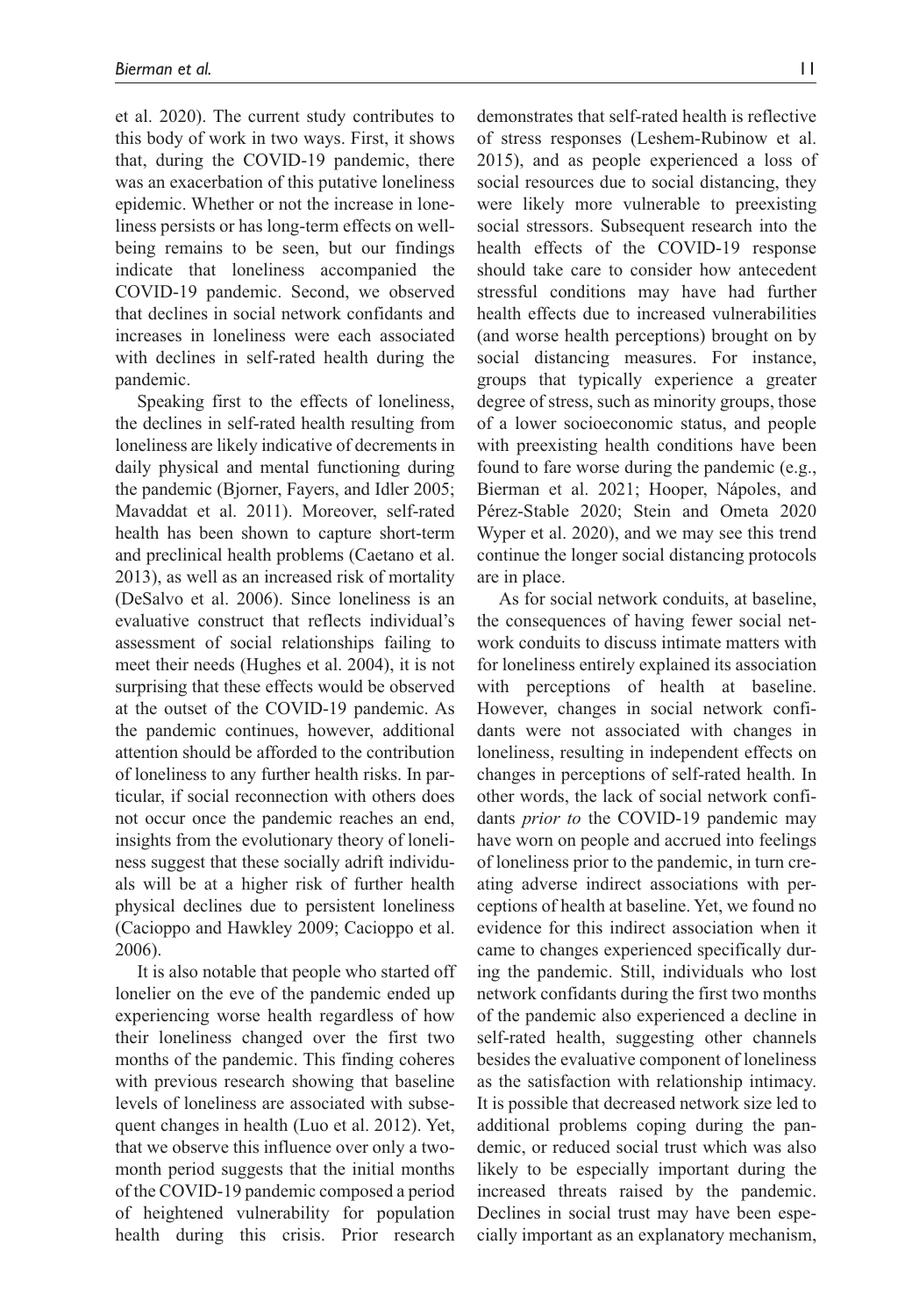et al. 2020). The current study contributes to this body of work in two ways. First, it shows that, during the COVID-19 pandemic, there was an exacerbation of this putative loneliness epidemic. Whether or not the increase in loneliness persists or has long-term effects on well-being remains to be seen, but our findings indicate that loneliness accompanied the COVID-19 pandemic. Second, we observed that declines in social network confidants and increases in loneliness were each associated with declines in self-rated health during the pandemic.

Speaking first to the effects of loneliness, the declines in self-rated health resulting from loneliness are likely indicative of decrements in daily physical and mental functioning during the pandemic (Bjorner, Fayers, and Idler 2005; Mavaddat et al. 2011). Moreover, self-rated health has been shown to capture short-term and preclinical health problems (Caetano et al. 2013), as well as an increased risk of mortality (DeSalvo et al. 2006). Since loneliness is an evaluative construct that reflects individual's assessment of social relationships failing to meet their needs (Hughes et al. 2004), it is not surprising that these effects would be observed at the outset of the COVID-19 pandemic. As the pandemic continues, however, additional attention should be afforded to the contribution of loneliness to any further health risks. In particular, if social reconnection with others does not occur once the pandemic reaches an end, insights from the evolutionary theory of loneliness suggest that these socially adrift individuals will be at a higher risk of further health physical declines due to persistent loneliness (Cacioppo and Hawkley 2009; Cacioppo et al. 2006).

It is also notable that people who started off lonelier on the eve of the pandemic ended up experiencing worse health regardless of how their loneliness changed over the first two months of the pandemic. This finding coheres with previous research showing that baseline levels of loneliness are associated with subsequent changes in health (Luo et al. 2012). Yet, that we observe this influence over only a two-month period suggests that the initial months of the COVID-19 pandemic composed a period of heightened vulnerability for population health during this crisis. Prior research demonstrates that self-rated health is reflective of stress responses (Leshem-Rubinow et al. 2015), and as people experienced a loss of social resources due to social distancing, they were likely more vulnerable to preexisting social stressors. Subsequent research into the health effects of the COVID-19 response should take care to consider how antecedent stressful conditions may have had further health effects due to increased vulnerabilities (and worse health perceptions) brought on by social distancing measures. For instance, groups that typically experience a greater degree of stress, such as minority groups, those of a lower socioeconomic status, and people with preexisting health conditions have been found to fare worse during the pandemic (e.g., Bierman et al. 2021; Hooper, Nápoles, and Pérez-Stable 2020; Stein and Ometa 2020 Wyper et al. 2020), and we may see this trend continue the longer social distancing protocols are in place.

As for social network conduits, at baseline, the consequences of having fewer social network conduits to discuss intimate matters with for loneliness entirely explained its association with perceptions of health at baseline. However, changes in social network confidants were not associated with changes in loneliness, resulting in independent effects on changes in perceptions of self-rated health. In other words, the lack of social network confidants *prior to* the COVID-19 pandemic may have worn on people and accrued into feelings of loneliness prior to the pandemic, in turn creating adverse indirect associations with perceptions of health at baseline. Yet, we found no evidence for this indirect association when it came to changes experienced specifically during the pandemic. Still, individuals who lost network confidants during the first two months of the pandemic also experienced a decline in self-rated health, suggesting other channels besides the evaluative component of loneliness as the satisfaction with relationship intimacy. It is possible that decreased network size led to additional problems coping during the pandemic, or reduced social trust which was also likely to be especially important during the increased threats raised by the pandemic. Declines in social trust may have been especially important as an explanatory mechanism,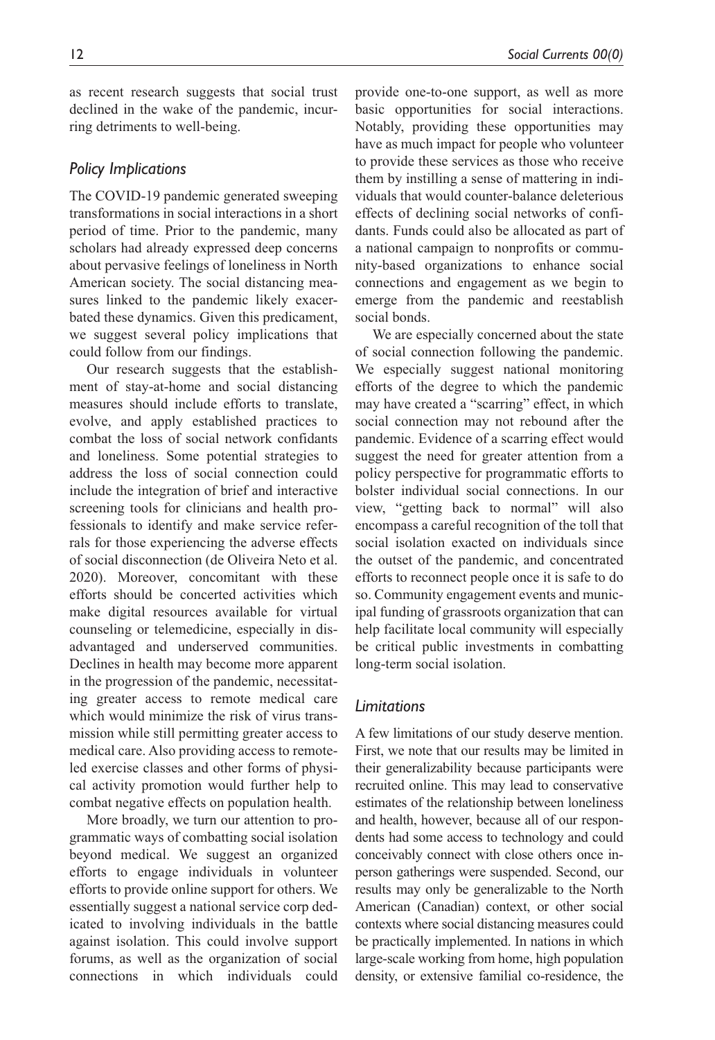as recent research suggests that social trust declined in the wake of the pandemic, incurring detriments to well-being.

### *Policy Implications*

The COVID-19 pandemic generated sweeping transformations in social interactions in a short period of time. Prior to the pandemic, many scholars had already expressed deep concerns about pervasive feelings of loneliness in North American society. The social distancing measures linked to the pandemic likely exacerbated these dynamics. Given this predicament, we suggest several policy implications that could follow from our findings.

Our research suggests that the establishment of stay-at-home and social distancing measures should include efforts to translate, evolve, and apply established practices to combat the loss of social network confidants and loneliness. Some potential strategies to address the loss of social connection could include the integration of brief and interactive screening tools for clinicians and health professionals to identify and make service referrals for those experiencing the adverse effects of social disconnection (de Oliveira Neto et al. 2020). Moreover, concomitant with these efforts should be concerted activities which make digital resources available for virtual counseling or telemedicine, especially in disadvantaged and underserved communities. Declines in health may become more apparent in the progression of the pandemic, necessitating greater access to remote medical care which would minimize the risk of virus transmission while still permitting greater access to medical care. Also providing access to remote-led exercise classes and other forms of physical activity promotion would further help to combat negative effects on population health.

More broadly, we turn our attention to programmatic ways of combatting social isolation beyond medical. We suggest an organized efforts to engage individuals in volunteer efforts to provide online support for others. We essentially suggest a national service corp dedicated to involving individuals in the battle against isolation. This could involve support forums, as well as the organization of social connections in which individuals could provide one-to-one support, as well as more basic opportunities for social interactions. Notably, providing these opportunities may have as much impact for people who volunteer to provide these services as those who receive them by instilling a sense of mattering in individuals that would counter-balance deleterious effects of declining social networks of confidants. Funds could also be allocated as part of a national campaign to nonprofits or community-based organizations to enhance social connections and engagement as we begin to emerge from the pandemic and reestablish social bonds.

We are especially concerned about the state of social connection following the pandemic. We especially suggest national monitoring efforts of the degree to which the pandemic may have created a "scarring" effect, in which social connection may not rebound after the pandemic. Evidence of a scarring effect would suggest the need for greater attention from a policy perspective for programmatic efforts to bolster individual social connections. In our view, "getting back to normal" will also encompass a careful recognition of the toll that social isolation exacted on individuals since the outset of the pandemic, and concentrated efforts to reconnect people once it is safe to do so. Community engagement events and municipal funding of grassroots organization that can help facilitate local community will especially be critical public investments in combatting long-term social isolation.

### *Limitations*

A few limitations of our study deserve mention. First, we note that our results may be limited in their generalizability because participants were recruited online. This may lead to conservative estimates of the relationship between loneliness and health, however, because all of our respondents had some access to technology and could conceivably connect with close others once in-person gatherings were suspended. Second, our results may only be generalizable to the North American (Canadian) context, or other social contexts where social distancing measures could be practically implemented. In nations in which large-scale working from home, high population density, or extensive familial co-residence, the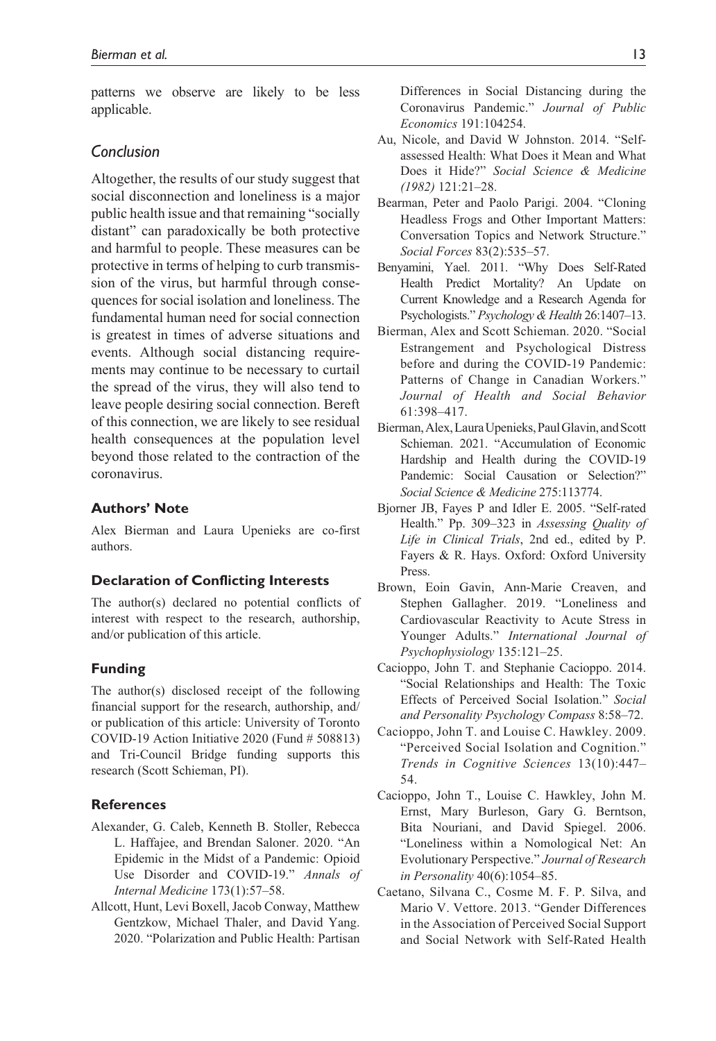patterns we observe are likely to be less applicable.

## Conclusion

Altogether, the results of our study suggest that social disconnection and loneliness is a major public health issue and that remaining "socially distant" can paradoxically be both protective and harmful to people. These measures can be protective in terms of helping to curb transmission of the virus, but harmful through consequences for social isolation and loneliness. The fundamental human need for social connection is greatest in times of adverse situations and events. Although social distancing requirements may continue to be necessary to curtail the spread of the virus, they will also tend to leave people desiring social connection. Bereft of this connection, we are likely to see residual health consequences at the population level beyond those related to the contraction of the coronavirus.

### Authors' Note

Alex Bierman and Laura Upenieks are co-first authors.

### Declaration of Conflicting Interests

The author(s) declared no potential conflicts of interest with respect to the research, authorship, and/or publication of this article.

### Funding

The author(s) disclosed receipt of the following financial support for the research, authorship, and/or publication of this article: University of Toronto COVID-19 Action Initiative 2020 (Fund # 508813) and Tri-Council Bridge funding supports this research (Scott Schieman, PI).

### References

Alexander, G. Caleb, Kenneth B. Stoller, Rebecca L. Haffajee, and Brendan Saloner. 2020. "An Epidemic in the Midst of a Pandemic: Opioid Use Disorder and COVID-19." *Annals of Internal Medicine* 173(1):57–58.

Allcott, Hunt, Levi Boxell, Jacob Conway, Matthew Gentzkow, Michael Thaler, and David Yang. 2020. "Polarization and Public Health: Partisan Differences in Social Distancing during the Coronavirus Pandemic." *Journal of Public Economics* 191:104254.

Au, Nicole, and David W Johnston. 2014. "Self-assessed Health: What Does it Mean and What Does it Hide?" *Social Science & Medicine (1982)* 121:21–28.

Bearman, Peter and Paolo Parigi. 2004. "Cloning Headless Frogs and Other Important Matters: Conversation Topics and Network Structure." *Social Forces* 83(2):535–57.

Benyamini, Yael. 2011. "Why Does Self-Rated Health Predict Mortality? An Update on Current Knowledge and a Research Agenda for Psychologists." *Psychology & Health* 26:1407–13.

Bierman, Alex and Scott Schieman. 2020. "Social Estrangement and Psychological Distress before and during the COVID-19 Pandemic: Patterns of Change in Canadian Workers." *Journal of Health and Social Behavior* 61:398–417.

Bierman, Alex, Laura Upenieks, Paul Glavin, and Scott Schieman. 2021. "Accumulation of Economic Hardship and Health during the COVID-19 Pandemic: Social Causation or Selection?" *Social Science & Medicine* 275:113774.

Bjorner JB, Fayes P and Idler E. 2005. "Self-rated Health." Pp. 309–323 in *Assessing Quality of Life in Clinical Trials*, 2nd ed., edited by P. Fayers & R. Hays. Oxford: Oxford University Press.

Brown, Eoin Gavin, Ann-Marie Creaven, and Stephen Gallagher. 2019. "Loneliness and Cardiovascular Reactivity to Acute Stress in Younger Adults." *International Journal of Psychophysiology* 135:121–25.

Cacioppo, John T. and Stephanie Cacioppo. 2014. "Social Relationships and Health: The Toxic Effects of Perceived Social Isolation." *Social and Personality Psychology Compass* 8:58–72.

Cacioppo, John T. and Louise C. Hawkley. 2009. "Perceived Social Isolation and Cognition." *Trends in Cognitive Sciences* 13(10):447–54.

Cacioppo, John T., Louise C. Hawkley, John M. Ernst, Mary Burleson, Gary G. Berntson, Bita Nouriani, and David Spiegel. 2006. "Loneliness within a Nomological Net: An Evolutionary Perspective." *Journal of Research in Personality* 40(6):1054–85.

Caetano, Silvana C., Cosme M. F. P. Silva, and Mario V. Vettore. 2013. "Gender Differences in the Association of Perceived Social Support and Social Network with Self-Rated Health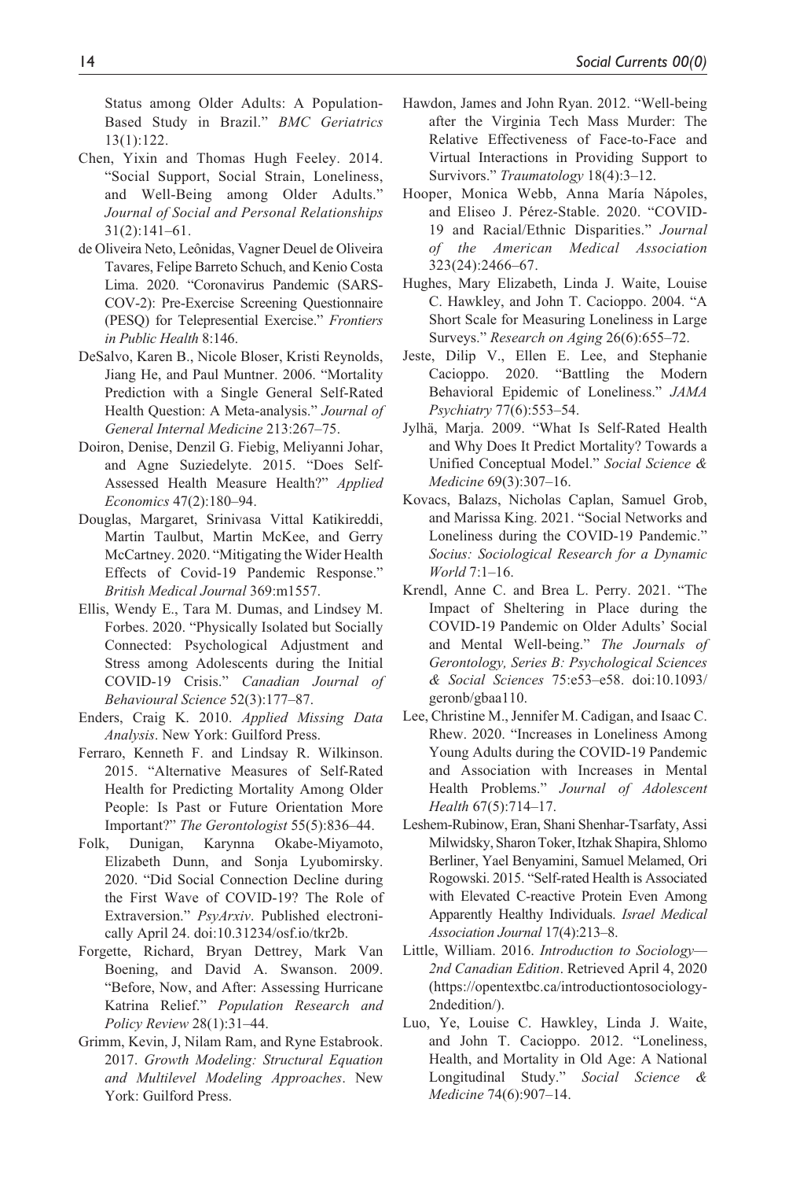Status among Older Adults: A Population-Based Study in Brazil." *BMC Geriatrics* 13(1):122.

Chen, Yixin and Thomas Hugh Feeley. 2014. "Social Support, Social Strain, Loneliness, and Well-Being among Older Adults." *Journal of Social and Personal Relationships* 31(2):141–61.

de Oliveira Neto, Leônidas, Vagner Deuel de Oliveira Tavares, Felipe Barreto Schuch, and Kenio Costa Lima. 2020. "Coronavirus Pandemic (SARS-COV-2): Pre-Exercise Screening Questionnaire (PESQ) for Telepresential Exercise." *Frontiers in Public Health* 8:146.

DeSalvo, Karen B., Nicole Bloser, Kristi Reynolds, Jiang He, and Paul Muntner. 2006. "Mortality Prediction with a Single General Self-Rated Health Question: A Meta-analysis." *Journal of General Internal Medicine* 213:267–75.

Doiron, Denise, Denzil G. Fiebig, Meliyanni Johar, and Agne Suziedelyte. 2015. "Does Self-Assessed Health Measure Health?" *Applied Economics* 47(2):180–94.

Douglas, Margaret, Srinivasa Vittal Katikireddi, Martin Taulbut, Martin McKee, and Gerry McCartney. 2020. "Mitigating the Wider Health Effects of Covid-19 Pandemic Response." *British Medical Journal* 369:m1557.

Ellis, Wendy E., Tara M. Dumas, and Lindsey M. Forbes. 2020. "Physically Isolated but Socially Connected: Psychological Adjustment and Stress among Adolescents during the Initial COVID-19 Crisis." *Canadian Journal of Behavioural Science* 52(3):177–87.

Enders, Craig K. 2010. *Applied Missing Data Analysis*. New York: Guilford Press.

Ferraro, Kenneth F. and Lindsay R. Wilkinson. 2015. "Alternative Measures of Self-Rated Health for Predicting Mortality Among Older People: Is Past or Future Orientation More Important?" *The Gerontologist* 55(5):836–44.

Folk, Dunigan, Karynna Okabe-Miyamoto, Elizabeth Dunn, and Sonja Lyubomirsky. 2020. "Did Social Connection Decline during the First Wave of COVID-19? The Role of Extraversion." *PsyArxiv*. Published electronically April 24. doi:10.31234/osf.io/tkr2b.

Forgette, Richard, Bryan Dettrey, Mark Van Boening, and David A. Swanson. 2009. "Before, Now, and After: Assessing Hurricane Katrina Relief." *Population Research and Policy Review* 28(1):31–44.

Grimm, Kevin, J, Nilam Ram, and Ryne Estabrook. 2017. *Growth Modeling: Structural Equation and Multilevel Modeling Approaches*. New York: Guilford Press.

Hawdon, James and John Ryan. 2012. "Well-being after the Virginia Tech Mass Murder: The Relative Effectiveness of Face-to-Face and Virtual Interactions in Providing Support to Survivors." *Traumatology* 18(4):3–12.

Hooper, Monica Webb, Anna María Nápoles, and Eliseo J. Pérez-Stable. 2020. "COVID-19 and Racial/Ethnic Disparities." *Journal of the American Medical Association* 323(24):2466–67.

Hughes, Mary Elizabeth, Linda J. Waite, Louise C. Hawkley, and John T. Cacioppo. 2004. "A Short Scale for Measuring Loneliness in Large Surveys." *Research on Aging* 26(6):655–72.

Jeste, Dilip V., Ellen E. Lee, and Stephanie Cacioppo. 2020. "Battling the Modern Behavioral Epidemic of Loneliness." *JAMA Psychiatry* 77(6):553–54.

Jylhä, Marja. 2009. "What Is Self-Rated Health and Why Does It Predict Mortality? Towards a Unified Conceptual Model." *Social Science & Medicine* 69(3):307–16.

Kovacs, Balazs, Nicholas Caplan, Samuel Grob, and Marissa King. 2021. "Social Networks and Loneliness during the COVID-19 Pandemic." *Socius: Sociological Research for a Dynamic World* 7:1–16.

Krendl, Anne C. and Brea L. Perry. 2021. "The Impact of Sheltering in Place during the COVID-19 Pandemic on Older Adults' Social and Mental Well-being." *The Journals of Gerontology, Series B: Psychological Sciences & Social Sciences* 75:e53–e58. doi:10.1093/geronb/gbaa110.

Lee, Christine M., Jennifer M. Cadigan, and Isaac C. Rhew. 2020. "Increases in Loneliness Among Young Adults during the COVID-19 Pandemic and Association with Increases in Mental Health Problems." *Journal of Adolescent Health* 67(5):714–17.

Leshem-Rubinow, Eran, Shani Shenhar-Tsarfaty, Assi Milwidsky, Sharon Toker, Itzhak Shapira, Shlomo Berliner, Yael Benyamini, Samuel Melamed, Ori Rogowski. 2015. "Self-rated Health is Associated with Elevated C-reactive Protein Even Among Apparently Healthy Individuals. *Israel Medical Association Journal* 17(4):213–8.

Little, William. 2016. *Introduction to Sociology—2nd Canadian Edition*. Retrieved April 4, 2020 (https://opentextbc.ca/introductiontosociology-2ndedition/).

Luo, Ye, Louise C. Hawkley, Linda J. Waite, and John T. Cacioppo. 2012. "Loneliness, Health, and Mortality in Old Age: A National Longitudinal Study." *Social Science & Medicine* 74(6):907–14.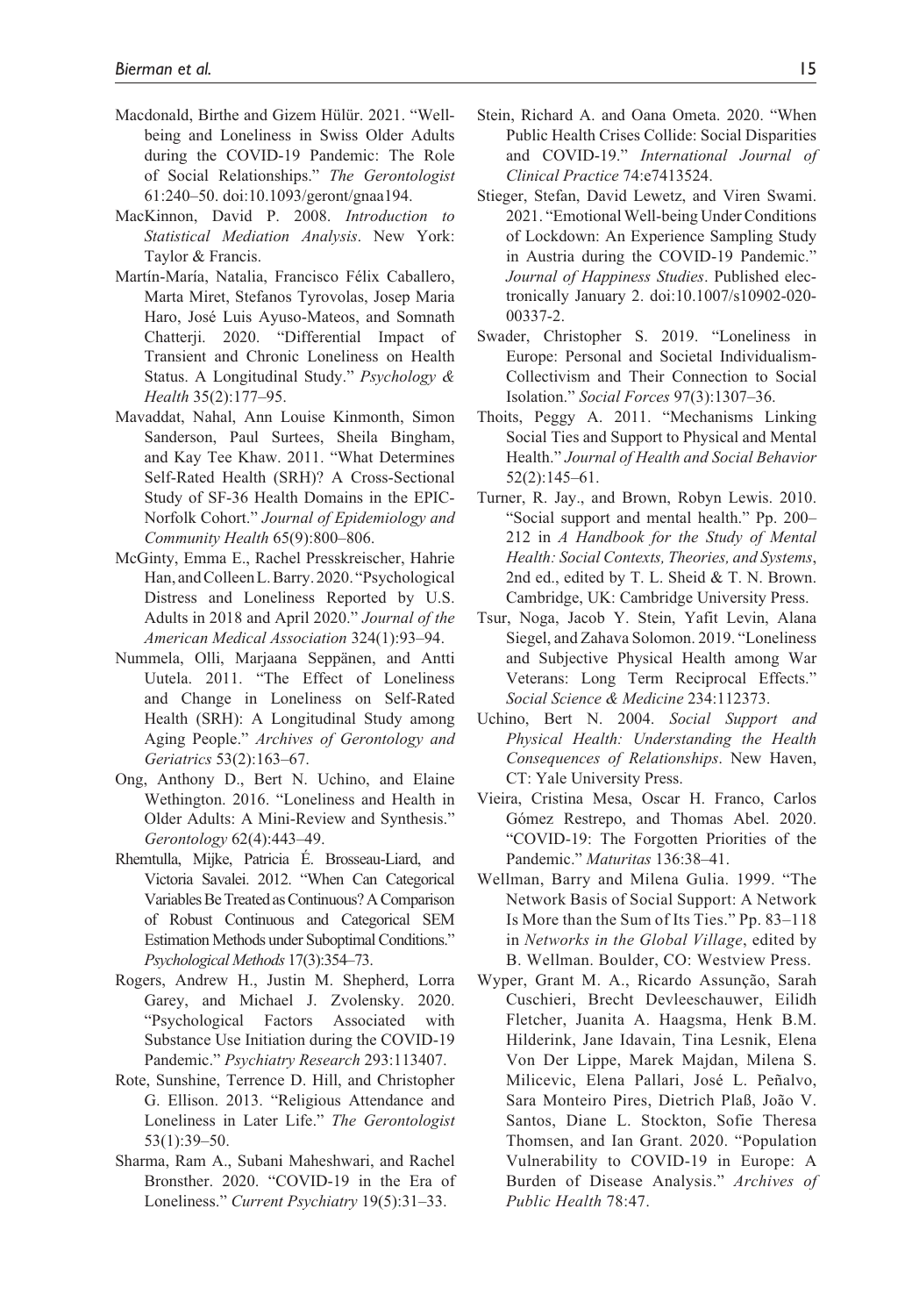Macdonald, Birthe and Gizem Hülür. 2021. "Well-being and Loneliness in Swiss Older Adults during the COVID-19 Pandemic: The Role of Social Relationships." *The Gerontologist* 61:240–50. doi:10.1093/geront/gnaa194.

MacKinnon, David P. 2008. *Introduction to Statistical Mediation Analysis*. New York: Taylor & Francis.

Martín-María, Natalia, Francisco Félix Caballero, Marta Miret, Stefanos Tyrovolas, Josep Maria Haro, José Luis Ayuso-Mateos, and Somnath Chatterji. 2020. "Differential Impact of Transient and Chronic Loneliness on Health Status. A Longitudinal Study." *Psychology & Health* 35(2):177–95.

Mavaddat, Nahal, Ann Louise Kinmonth, Simon Sanderson, Paul Surtees, Sheila Bingham, and Kay Tee Khaw. 2011. "What Determines Self-Rated Health (SRH)? A Cross-Sectional Study of SF-36 Health Domains in the EPIC-Norfolk Cohort." *Journal of Epidemiology and Community Health* 65(9):800–806.

McGinty, Emma E., Rachel Presskreischer, Hahrie Han, and Colleen L. Barry. 2020. "Psychological Distress and Loneliness Reported by U.S. Adults in 2018 and April 2020." *Journal of the American Medical Association* 324(1):93–94.

Nummela, Olli, Marjaana Seppänen, and Antti Uutela. 2011. "The Effect of Loneliness and Change in Loneliness on Self-Rated Health (SRH): A Longitudinal Study among Aging People." *Archives of Gerontology and Geriatrics* 53(2):163–67.

Ong, Anthony D., Bert N. Uchino, and Elaine Wethington. 2016. "Loneliness and Health in Older Adults: A Mini-Review and Synthesis." *Gerontology* 62(4):443–49.

Rhemtulla, Mijke, Patricia É. Brosseau-Liard, and Victoria Savalei. 2012. "When Can Categorical Variables Be Treated as Continuous? A Comparison of Robust Continuous and Categorical SEM Estimation Methods under Suboptimal Conditions." *Psychological Methods* 17(3):354–73.

Rogers, Andrew H., Justin M. Shepherd, Lorra Garey, and Michael J. Zvolensky. 2020. "Psychological Factors Associated with Substance Use Initiation during the COVID-19 Pandemic." *Psychiatry Research* 293:113407.

Rote, Sunshine, Terrence D. Hill, and Christopher G. Ellison. 2013. "Religious Attendance and Loneliness in Later Life." *The Gerontologist* 53(1):39–50.

Sharma, Ram A., Subani Maheshwari, and Rachel Bronsther. 2020. "COVID-19 in the Era of Loneliness." *Current Psychiatry* 19(5):31–33.

Stein, Richard A. and Oana Ometa. 2020. "When Public Health Crises Collide: Social Disparities and COVID-19." *International Journal of Clinical Practice* 74:e7413524.

Stieger, Stefan, David Lewetz, and Viren Swami. 2021. "Emotional Well-being Under Conditions of Lockdown: An Experience Sampling Study in Austria during the COVID-19 Pandemic." *Journal of Happiness Studies*. Published electronically January 2. doi:10.1007/s10902-020-00337-2.

Swader, Christopher S. 2019. "Loneliness in Europe: Personal and Societal Individualism-Collectivism and Their Connection to Social Isolation." *Social Forces* 97(3):1307–36.

Thoits, Peggy A. 2011. "Mechanisms Linking Social Ties and Support to Physical and Mental Health." *Journal of Health and Social Behavior* 52(2):145–61.

Turner, R. Jay., and Brown, Robyn Lewis. 2010. "Social support and mental health." Pp. 200–212 in *A Handbook for the Study of Mental Health: Social Contexts, Theories, and Systems*, 2nd ed., edited by T. L. Sheid & T. N. Brown. Cambridge, UK: Cambridge University Press.

Tsur, Noga, Jacob Y. Stein, Yafit Levin, Alana Siegel, and Zahava Solomon. 2019. "Loneliness and Subjective Physical Health among War Veterans: Long Term Reciprocal Effects." *Social Science & Medicine* 234:112373.

Uchino, Bert N. 2004. *Social Support and Physical Health: Understanding the Health Consequences of Relationships*. New Haven, CT: Yale University Press.

Vieira, Cristina Mesa, Oscar H. Franco, Carlos Gómez Restrepo, and Thomas Abel. 2020. "COVID-19: The Forgotten Priorities of the Pandemic." *Maturitas* 136:38–41.

Wellman, Barry and Milena Gulia. 1999. "The Network Basis of Social Support: A Network Is More than the Sum of Its Ties." Pp. 83–118 in *Networks in the Global Village*, edited by B. Wellman. Boulder, CO: Westview Press.

Wyper, Grant M. A., Ricardo Assunção, Sarah Cuschieri, Brecht Devleeschauwer, Eilidh Fletcher, Juanita A. Haagsma, Henk B.M. Hilderink, Jane Idavain, Tina Lesnik, Elena Von Der Lippe, Marek Majdan, Milena S. Milicevic, Elena Pallari, José L. Peñalvo, Sara Monteiro Pires, Dietrich Plaß, João V. Santos, Diane L. Stockton, Sofie Theresa Thomsen, and Ian Grant. 2020. "Population Vulnerability to COVID-19 in Europe: A Burden of Disease Analysis." *Archives of Public Health* 78:47.